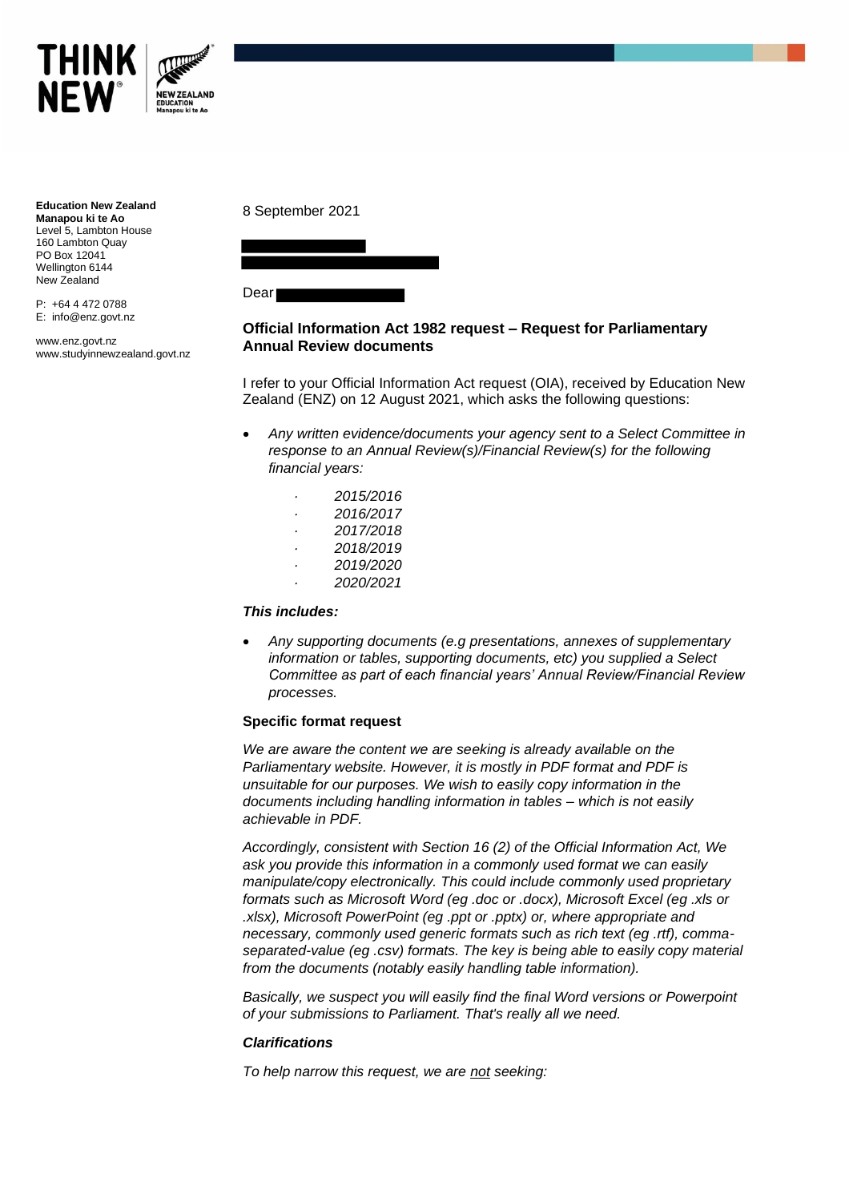**Education New Zealand**
**Manapou ki te Ao**
Level 5, Lambton House
160 Lambton Quay
PO Box 12041
Wellington 6144
New Zealand

P: +64 4 472 0788
E: info@enz.govt.nz

www.enz.govt.nz
www.studyinnewzealand.govt.nz

8 September 2021

Dear

**Official Information Act 1982 request – Request for Parliamentary Annual Review documents**

I refer to your Official Information Act request (OIA), received by Education New Zealand (ENZ) on 12 August 2021, which asks the following questions:

- *Any written evidence/documents your agency sent to a Select Committee in response to an Annual Review(s)/Financial Review(s) for the following financial years:*
  - *2015/2016*
  - *2016/2017*
  - *2017/2018*
  - *2018/2019*
  - *2019/2020*
  - *2020/2021*

***This includes:***

- *Any supporting documents (e.g presentations, annexes of supplementary information or tables, supporting documents, etc) you supplied a Select Committee as part of each financial years' Annual Review/Financial Review processes.*

**Specific format request**

*We are aware the content we are seeking is already available on the Parliamentary website. However, it is mostly in PDF format and PDF is unsuitable for our purposes. We wish to easily copy information in the documents including handling information in tables – which is not easily achievable in PDF.*

*Accordingly, consistent with Section 16 (2) of the Official Information Act, We ask you provide this information in a commonly used format we can easily manipulate/copy electronically. This could include commonly used proprietary formats such as Microsoft Word (eg .doc or .docx), Microsoft Excel (eg .xls or .xlsx), Microsoft PowerPoint (eg .ppt or .pptx) or, where appropriate and necessary, commonly used generic formats such as rich text (eg .rtf), comma-separated-value (eg .csv) formats. The key is being able to easily copy material from the documents (notably easily handling table information).*

*Basically, we suspect you will easily find the final Word versions or Powerpoint of your submissions to Parliament. That's really all we need.*

***Clarifications***

*To help narrow this request, we are not seeking:*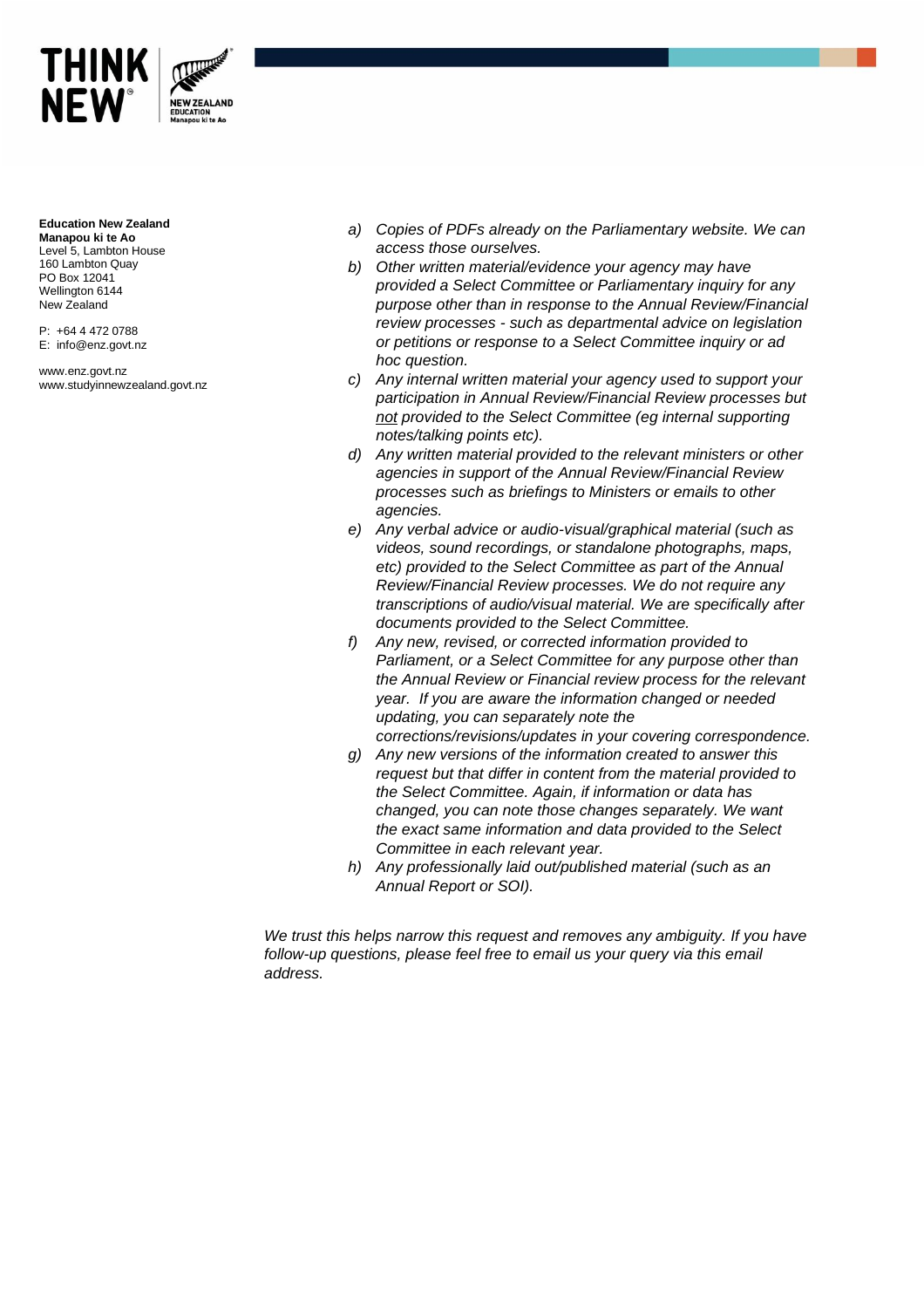**Education New Zealand**
**Manapou ki te Ao**
Level 5, Lambton House
160 Lambton Quay
PO Box 12041
Wellington 6144
New Zealand

P: +64 4 472 0788
E: info@enz.govt.nz

www.enz.govt.nz
www.studyinnewzealand.govt.nz

a) *Copies of PDFs already on the Parliamentary website. We can access those ourselves.*
b) *Other written material/evidence your agency may have provided a Select Committee or Parliamentary inquiry for any purpose other than in response to the Annual Review/Financial review processes - such as departmental advice on legislation or petitions or response to a Select Committee inquiry or ad hoc question.*
c) *Any internal written material your agency used to support your participation in Annual Review/Financial Review processes but not provided to the Select Committee (eg internal supporting notes/talking points etc).*
d) *Any written material provided to the relevant ministers or other agencies in support of the Annual Review/Financial Review processes such as briefings to Ministers or emails to other agencies.*
e) *Any verbal advice or audio-visual/graphical material (such as videos, sound recordings, or standalone photographs, maps, etc) provided to the Select Committee as part of the Annual Review/Financial Review processes. We do not require any transcriptions of audio/visual material. We are specifically after documents provided to the Select Committee.*
f) *Any new, revised, or corrected information provided to Parliament, or a Select Committee for any purpose other than the Annual Review or Financial review process for the relevant year. If you are aware the information changed or needed updating, you can separately note the corrections/revisions/updates in your covering correspondence.*
g) *Any new versions of the information created to answer this request but that differ in content from the material provided to the Select Committee. Again, if information or data has changed, you can note those changes separately. We want the exact same information and data provided to the Select Committee in each relevant year.*
h) *Any professionally laid out/published material (such as an Annual Report or SOI).*

*We trust this helps narrow this request and removes any ambiguity. If you have follow-up questions, please feel free to email us your query via this email address.*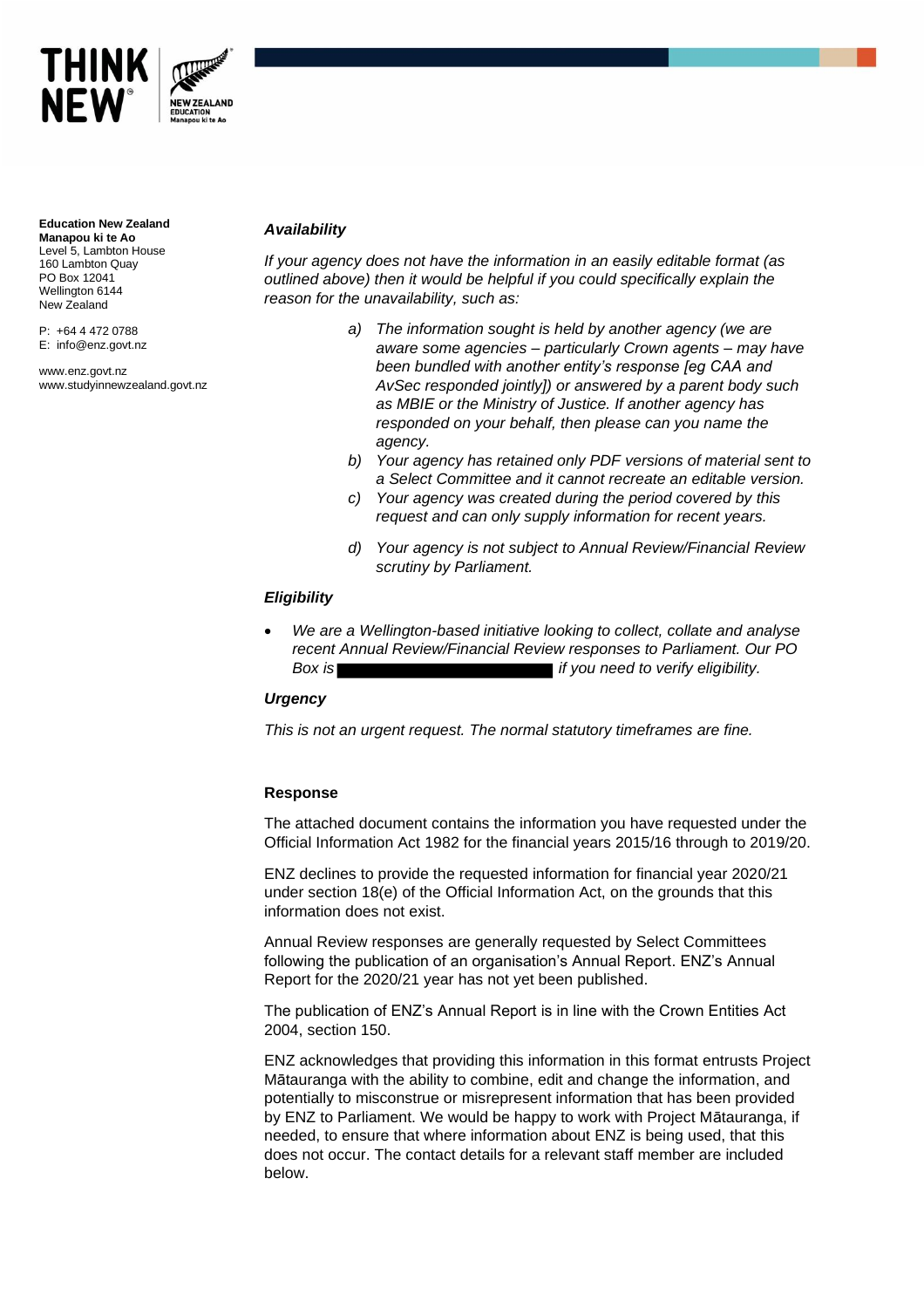**Education New Zealand Manapou ki te Ao**
Level 5, Lambton House
160 Lambton Quay
PO Box 12041
Wellington 6144
New Zealand

P: +64 4 472 0788
E: info@enz.govt.nz

www.enz.govt.nz
www.studyinnewzealand.govt.nz

***Availability***

*If your agency does not have the information in an easily editable format (as outlined above) then it would be helpful if you could specifically explain the reason for the unavailability, such as:*

*a) The information sought is held by another agency (we are aware some agencies – particularly Crown agents – may have been bundled with another entity's response [eg CAA and AvSec responded jointly]) or answered by a parent body such as MBIE or the Ministry of Justice. If another agency has responded on your behalf, then please can you name the agency.*

*b) Your agency has retained only PDF versions of material sent to a Select Committee and it cannot recreate an editable version.*

*c) Your agency was created during the period covered by this request and can only supply information for recent years.*

*d) Your agency is not subject to Annual Review/Financial Review scrutiny by Parliament.*

***Eligibility***

- *We are a Wellington-based initiative looking to collect, collate and analyse recent Annual Review/Financial Review responses to Parliament. Our PO Box is [redacted] if you need to verify eligibility.*

***Urgency***

*This is not an urgent request. The normal statutory timeframes are fine.*

**Response**

The attached document contains the information you have requested under the Official Information Act 1982 for the financial years 2015/16 through to 2019/20.

ENZ declines to provide the requested information for financial year 2020/21 under section 18(e) of the Official Information Act, on the grounds that this information does not exist.

Annual Review responses are generally requested by Select Committees following the publication of an organisation's Annual Report. ENZ's Annual Report for the 2020/21 year has not yet been published.

The publication of ENZ's Annual Report is in line with the Crown Entities Act 2004, section 150.

ENZ acknowledges that providing this information in this format entrusts Project Mātauranga with the ability to combine, edit and change the information, and potentially to misconstrue or misrepresent information that has been provided by ENZ to Parliament. We would be happy to work with Project Mātauranga, if needed, to ensure that where information about ENZ is being used, that this does not occur. The contact details for a relevant staff member are included below.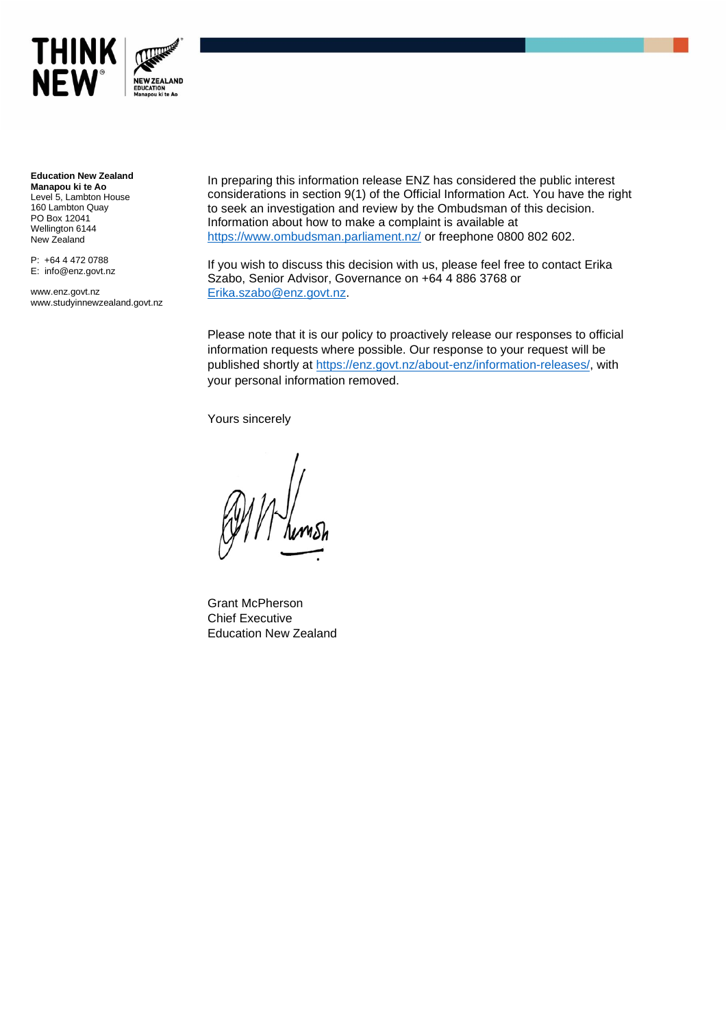**Education New Zealand**
**Manapou ki te Ao**
Level 5, Lambton House
160 Lambton Quay
PO Box 12041
Wellington 6144
New Zealand

P: +64 4 472 0788
E: info@enz.govt.nz

www.enz.govt.nz
www.studyinnewzealand.govt.nz

In preparing this information release ENZ has considered the public interest considerations in section 9(1) of the Official Information Act. You have the right to seek an investigation and review by the Ombudsman of this decision. Information about how to make a complaint is available at https://www.ombudsman.parliament.nz/ or freephone 0800 802 602.

If you wish to discuss this decision with us, please feel free to contact Erika Szabo, Senior Advisor, Governance on +64 4 886 3768 or Erika.szabo@enz.govt.nz.

Please note that it is our policy to proactively release our responses to official information requests where possible. Our response to your request will be published shortly at https://enz.govt.nz/about-enz/information-releases/, with your personal information removed.

Yours sincerely

Grant McPherson
Chief Executive
Education New Zealand